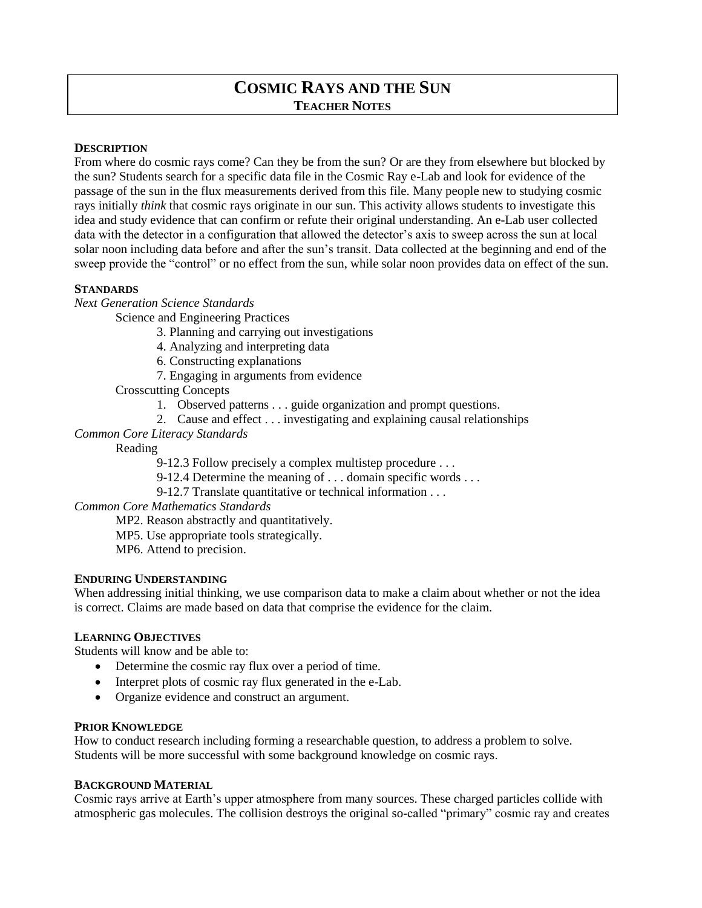# Cosmic Rays and the Sun

## Teacher Notes

### Description

From where do cosmic rays come? Can they be from the sun? Or are they from elsewhere but blocked by the sun? Students search for a specific data file in the Cosmic Ray e-Lab and look for evidence of the passage of the sun in the flux measurements derived from this file. Many people new to studying cosmic rays initially *think* that cosmic rays originate in our sun. This activity allows students to investigate this idea and study evidence that can confirm or refute their original understanding. An e-Lab user collected data with the detector in a configuration that allowed the detector's axis to sweep across the sun at local solar noon including data before and after the sun's transit. Data collected at the beginning and end of the sweep provide the "control" or no effect from the sun, while solar noon provides data on effect of the sun.

### Standards

*Next Generation Science Standards*

Science and Engineering Practices

- 3. Planning and carrying out investigations
- 4. Analyzing and interpreting data
- 6. Constructing explanations
- 7. Engaging in arguments from evidence

Crosscutting Concepts

1. Observed patterns . . . guide organization and prompt questions.
2. Cause and effect . . . investigating and explaining causal relationships

*Common Core Literacy Standards*

Reading

- 9-12.3 Follow precisely a complex multistep procedure . . .
- 9-12.4 Determine the meaning of . . . domain specific words . . .
- 9-12.7 Translate quantitative or technical information . . .

*Common Core Mathematics Standards*

- MP2. Reason abstractly and quantitatively.
- MP5. Use appropriate tools strategically.
- MP6. Attend to precision.

### Enduring Understanding

When addressing initial thinking, we use comparison data to make a claim about whether or not the idea is correct. Claims are made based on data that comprise the evidence for the claim.

### Learning Objectives

Students will know and be able to:

- Determine the cosmic ray flux over a period of time.
- Interpret plots of cosmic ray flux generated in the e-Lab.
- Organize evidence and construct an argument.

### Prior Knowledge

How to conduct research including forming a researchable question, to address a problem to solve. Students will be more successful with some background knowledge on cosmic rays.

### Background Material

Cosmic rays arrive at Earth's upper atmosphere from many sources. These charged particles collide with atmospheric gas molecules. The collision destroys the original so-called "primary" cosmic ray and creates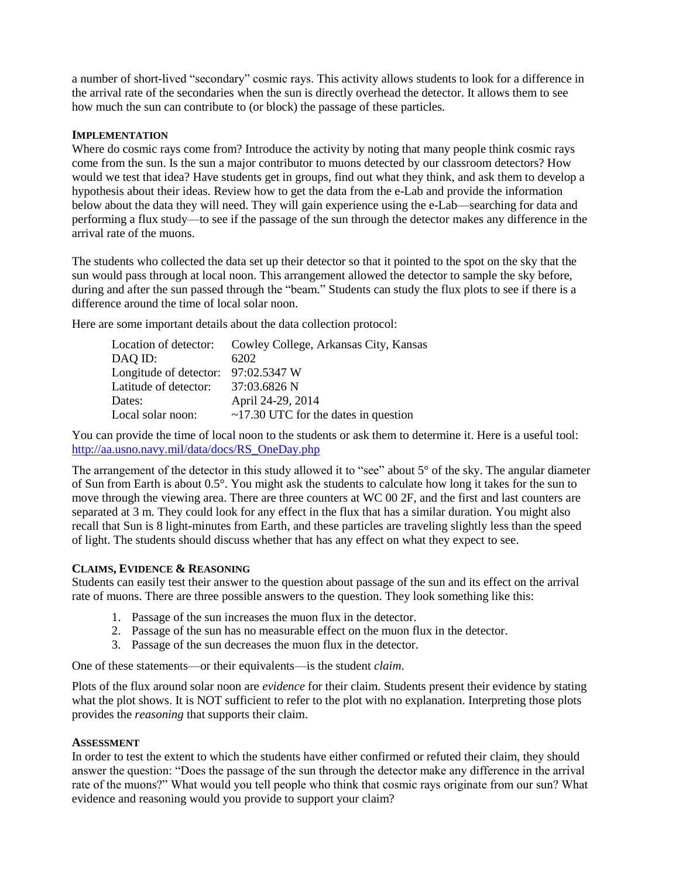a number of short-lived "secondary" cosmic rays. This activity allows students to look for a difference in the arrival rate of the secondaries when the sun is directly overhead the detector. It allows them to see how much the sun can contribute to (or block) the passage of these particles.

### IMPLEMENTATION

Where do cosmic rays come from? Introduce the activity by noting that many people think cosmic rays come from the sun. Is the sun a major contributor to muons detected by our classroom detectors? How would we test that idea? Have students get in groups, find out what they think, and ask them to develop a hypothesis about their ideas. Review how to get the data from the e-Lab and provide the information below about the data they will need. They will gain experience using the e-Lab—searching for data and performing a flux study—to see if the passage of the sun through the detector makes any difference in the arrival rate of the muons.

The students who collected the data set up their detector so that it pointed to the spot on the sky that the sun would pass through at local noon. This arrangement allowed the detector to sample the sky before, during and after the sun passed through the "beam." Students can study the flux plots to see if there is a difference around the time of local solar noon.

Here are some important details about the data collection protocol:

| | |
|---|---|
| Location of detector: | Cowley College, Arkansas City, Kansas |
| DAQ ID: | 6202 |
| Longitude of detector: | 97:02.5347 W |
| Latitude of detector: | 37:03.6826 N |
| Dates: | April 24-29, 2014 |
| Local solar noon: | ~17.30 UTC for the dates in question |

You can provide the time of local noon to the students or ask them to determine it. Here is a useful tool: http://aa.usno.navy.mil/data/docs/RS_OneDay.php

The arrangement of the detector in this study allowed it to "see" about 5° of the sky. The angular diameter of Sun from Earth is about 0.5°. You might ask the students to calculate how long it takes for the sun to move through the viewing area. There are three counters at WC 00 2F, and the first and last counters are separated at 3 m. They could look for any effect in the flux that has a similar duration. You might also recall that Sun is 8 light-minutes from Earth, and these particles are traveling slightly less than the speed of light. The students should discuss whether that has any effect on what they expect to see.

### CLAIMS, EVIDENCE & REASONING

Students can easily test their answer to the question about passage of the sun and its effect on the arrival rate of muons. There are three possible answers to the question. They look something like this:

1. Passage of the sun increases the muon flux in the detector.
2. Passage of the sun has no measurable effect on the muon flux in the detector.
3. Passage of the sun decreases the muon flux in the detector.

One of these statements—or their equivalents—is the student *claim*.

Plots of the flux around solar noon are *evidence* for their claim. Students present their evidence by stating what the plot shows. It is NOT sufficient to refer to the plot with no explanation. Interpreting those plots provides the *reasoning* that supports their claim.

### ASSESSMENT

In order to test the extent to which the students have either confirmed or refuted their claim, they should answer the question: "Does the passage of the sun through the detector make any difference in the arrival rate of the muons?" What would you tell people who think that cosmic rays originate from our sun? What evidence and reasoning would you provide to support your claim?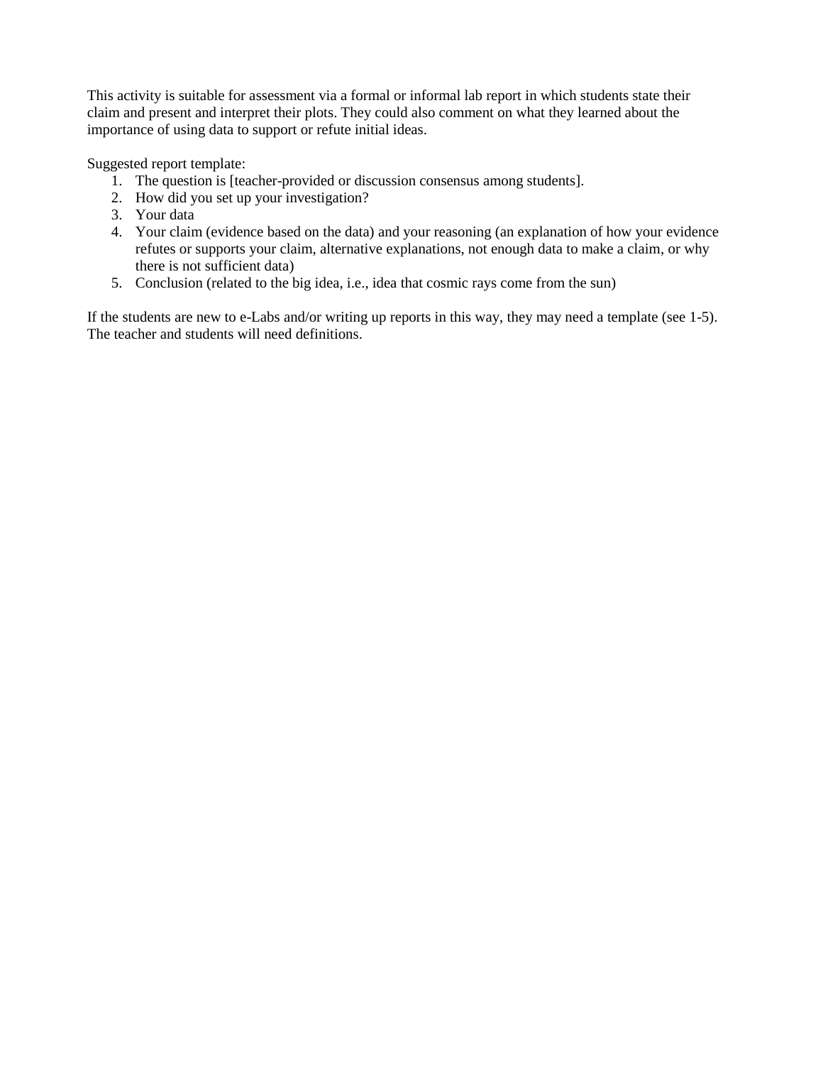This activity is suitable for assessment via a formal or informal lab report in which students state their claim and present and interpret their plots. They could also comment on what they learned about the importance of using data to support or refute initial ideas.

Suggested report template:

1. The question is [teacher-provided or discussion consensus among students].
2. How did you set up your investigation?
3. Your data
4. Your claim (evidence based on the data) and your reasoning (an explanation of how your evidence refutes or supports your claim, alternative explanations, not enough data to make a claim, or why there is not sufficient data)
5. Conclusion (related to the big idea, i.e., idea that cosmic rays come from the sun)

If the students are new to e-Labs and/or writing up reports in this way, they may need a template (see 1-5). The teacher and students will need definitions.